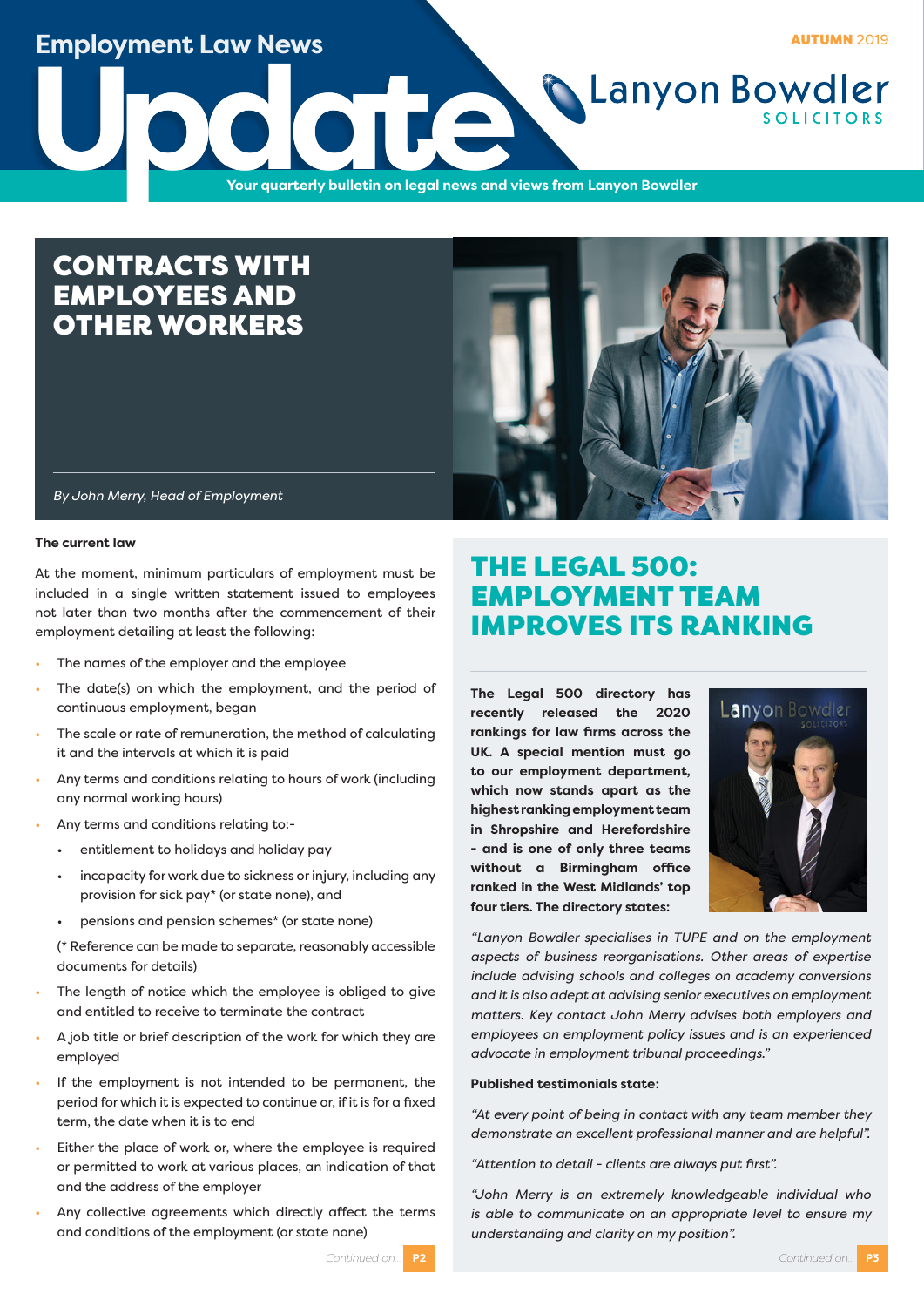# Employment Law News Update

AUTUMN 2019

Lanyon Bowdler SOLICITORS

Your quarterly bulletin on legal news and views from Lanyon Bowdler

## CONTRACTS WITH EMPLOYEES AND OTHER WORKERS

*By John Merry, Head of Employment*

**The current law**

At the moment, minimum particulars of employment must be included in a single written statement issued to employees not later than two months after the commencement of their employment detailing at least the following:

- The names of the employer and the employee
- The date(s) on which the employment, and the period of continuous employment, began
- The scale or rate of remuneration, the method of calculating it and the intervals at which it is paid
- Any terms and conditions relating to hours of work (including any normal working hours)
- Any terms and conditions relating to:-
  - entitlement to holidays and holiday pay
  - incapacity for work due to sickness or injury, including any provision for sick pay* (or state none), and
  - pensions and pension schemes* (or state none)

  (* Reference can be made to separate, reasonably accessible documents for details)
- The length of notice which the employee is obliged to give and entitled to receive to terminate the contract
- A job title or brief description of the work for which they are employed
- If the employment is not intended to be permanent, the period for which it is expected to continue or, if it is for a fixed term, the date when it is to end
- Either the place of work or, where the employee is required or permitted to work at various places, an indication of that and the address of the employer
- Any collective agreements which directly affect the terms and conditions of the employment (or state none)

*Continued on...* P2

## THE LEGAL 500: EMPLOYMENT TEAM IMPROVES ITS RANKING

**The Legal 500 directory has recently released the 2020 rankings for law firms across the UK. A special mention must go to our employment department, which now stands apart as the highest ranking employment team in Shropshire and Herefordshire - and is one of only three teams without a Birmingham office ranked in the West Midlands' top four tiers. The directory states:**

*"Lanyon Bowdler specialises in TUPE and on the employment aspects of business reorganisations. Other areas of expertise include advising schools and colleges on academy conversions and it is also adept at advising senior executives on employment matters. Key contact John Merry advises both employers and employees on employment policy issues and is an experienced advocate in employment tribunal proceedings."*

**Published testimonials state:**

*"At every point of being in contact with any team member they demonstrate an excellent professional manner and are helpful".*

*"Attention to detail - clients are always put first".*

*"John Merry is an extremely knowledgeable individual who is able to communicate on an appropriate level to ensure my understanding and clarity on my position".*

*Continued on...* P3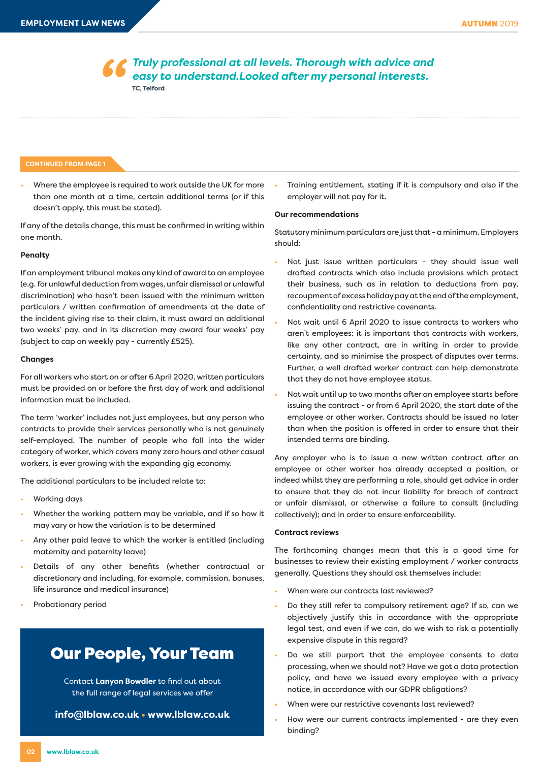> *Truly professional at all levels. Thorough with advice and easy to understand.Looked after my personal interests.*
>
> **TC, Telford**

**CONTINUED FROM PAGE 1**

- Where the employee is required to work outside the UK for more than one month at a time, certain additional terms (or if this doesn't apply, this must be stated).

If any of the details change, this must be confirmed in writing within one month.

**Penalty**

If an employment tribunal makes any kind of award to an employee (e.g. for unlawful deduction from wages, unfair dismissal or unlawful discrimination) who hasn't been issued with the minimum written particulars / written confirmation of amendments at the date of the incident giving rise to their claim, it must award an additional two weeks' pay, and in its discretion may award four weeks' pay (subject to cap on weekly pay - currently £525).

**Changes**

For all workers who start on or after 6 April 2020, written particulars must be provided on or before the first day of work and additional information must be included.

The term 'worker' includes not just employees, but any person who contracts to provide their services personally who is not genuinely self-employed. The number of people who fall into the wider category of worker, which covers many zero hours and other casual workers, is ever growing with the expanding gig economy.

The additional particulars to be included relate to:

- Working days
- Whether the working pattern may be variable, and if so how it may vary or how the variation is to be determined
- Any other paid leave to which the worker is entitled (including maternity and paternity leave)
- Details of any other benefits (whether contractual or discretionary and including, for example, commission, bonuses, life insurance and medical insurance)
- Probationary period

## Our People, Your Team

Contact **Lanyon Bowdler** to find out about the full range of legal services we offer

**info@lblaw.co.uk • www.lblaw.co.uk**

- Training entitlement, stating if it is compulsory and also if the employer will not pay for it.

**Our recommendations**

Statutory minimum particulars are just that - a minimum. Employers should:

- Not just issue written particulars - they should issue well drafted contracts which also include provisions which protect their business, such as in relation to deductions from pay, recoupment of excess holiday pay at the end of the employment, confidentiality and restrictive covenants.
- Not wait until 6 April 2020 to issue contracts to workers who aren't employees: it is important that contracts with workers, like any other contract, are in writing in order to provide certainty, and so minimise the prospect of disputes over terms. Further, a well drafted worker contract can help demonstrate that they do not have employee status.
- Not wait until up to two months after an employee starts before issuing the contract - or from 6 April 2020, the start date of the employee or other worker. Contracts should be issued no later than when the position is offered in order to ensure that their intended terms are binding.

Any employer who is to issue a new written contract after an employee or other worker has already accepted a position, or indeed whilst they are performing a role, should get advice in order to ensure that they do not incur liability for breach of contract or unfair dismissal, or otherwise a failure to consult (including collectively); and in order to ensure enforceability.

**Contract reviews**

The forthcoming changes mean that this is a good time for businesses to review their existing employment / worker contracts generally. Questions they should ask themselves include:

- When were our contracts last reviewed?
- Do they still refer to compulsory retirement age? If so, can we objectively justify this in accordance with the appropriate legal test, and even if we can, do we wish to risk a potentially expensive dispute in this regard?
- Do we still purport that the employee consents to data processing, when we should not? Have we got a data protection policy, and have we issued every employee with a privacy notice, in accordance with our GDPR obligations?
- When were our restrictive covenants last reviewed?
- How were our current contracts implemented - are they even binding?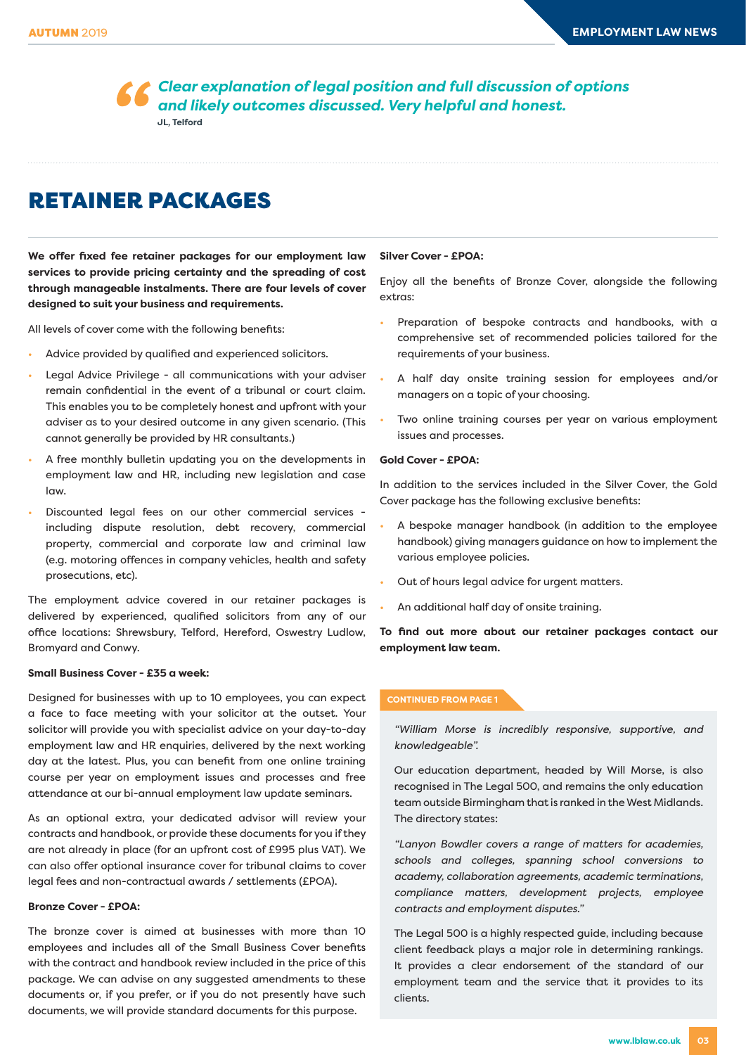> *Clear explanation of legal position and full discussion of options and likely outcomes discussed. Very helpful and honest.*
>
> **JL, Telford**

# RETAINER PACKAGES

**We offer fixed fee retainer packages for our employment law services to provide pricing certainty and the spreading of cost through manageable instalments. There are four levels of cover designed to suit your business and requirements.**

All levels of cover come with the following benefits:

- Advice provided by qualified and experienced solicitors.
- Legal Advice Privilege - all communications with your adviser remain confidential in the event of a tribunal or court claim. This enables you to be completely honest and upfront with your adviser as to your desired outcome in any given scenario. (This cannot generally be provided by HR consultants.)
- A free monthly bulletin updating you on the developments in employment law and HR, including new legislation and case law.
- Discounted legal fees on our other commercial services - including dispute resolution, debt recovery, commercial property, commercial and corporate law and criminal law (e.g. motoring offences in company vehicles, health and safety prosecutions, etc).

The employment advice covered in our retainer packages is delivered by experienced, qualified solicitors from any of our office locations: Shrewsbury, Telford, Hereford, Oswestry Ludlow, Bromyard and Conwy.

**Small Business Cover - £35 a week:**

Designed for businesses with up to 10 employees, you can expect a face to face meeting with your solicitor at the outset. Your solicitor will provide you with specialist advice on your day-to-day employment law and HR enquiries, delivered by the next working day at the latest. Plus, you can benefit from one online training course per year on employment issues and processes and free attendance at our bi-annual employment law update seminars.

As an optional extra, your dedicated advisor will review your contracts and handbook, or provide these documents for you if they are not already in place (for an upfront cost of £995 plus VAT). We can also offer optional insurance cover for tribunal claims to cover legal fees and non-contractual awards / settlements (£POA).

**Bronze Cover - £POA:**

The bronze cover is aimed at businesses with more than 10 employees and includes all of the Small Business Cover benefits with the contract and handbook review included in the price of this package. We can advise on any suggested amendments to these documents or, if you prefer, or if you do not presently have such documents, we will provide standard documents for this purpose.

**Silver Cover - £POA:**

Enjoy all the benefits of Bronze Cover, alongside the following extras:

- Preparation of bespoke contracts and handbooks, with a comprehensive set of recommended policies tailored for the requirements of your business.
- A half day onsite training session for employees and/or managers on a topic of your choosing.
- Two online training courses per year on various employment issues and processes.

**Gold Cover - £POA:**

In addition to the services included in the Silver Cover, the Gold Cover package has the following exclusive benefits:

- A bespoke manager handbook (in addition to the employee handbook) giving managers guidance on how to implement the various employee policies.
- Out of hours legal advice for urgent matters.
- An additional half day of onsite training.

**To find out more about our retainer packages contact our employment law team.**

**CONTINUED FROM PAGE 1**

*"William Morse is incredibly responsive, supportive, and knowledgeable".*

Our education department, headed by Will Morse, is also recognised in The Legal 500, and remains the only education team outside Birmingham that is ranked in the West Midlands. The directory states:

*"Lanyon Bowdler covers a range of matters for academies, schools and colleges, spanning school conversions to academy, collaboration agreements, academic terminations, compliance matters, development projects, employee contracts and employment disputes."*

The Legal 500 is a highly respected guide, including because client feedback plays a major role in determining rankings. It provides a clear endorsement of the standard of our employment team and the service that it provides to its clients.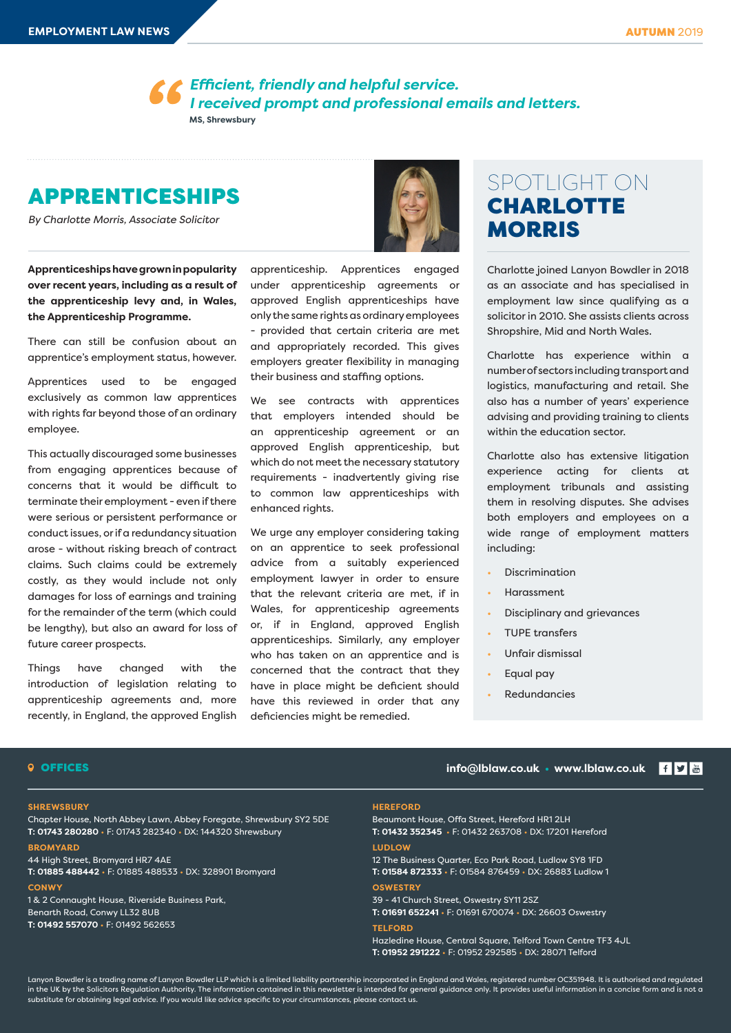> *Efficient, friendly and helpful service.*
> *I received prompt and professional emails and letters.*
>
> **MS, Shrewsbury**

## APPRENTICESHIPS

*By Charlotte Morris, Associate Solicitor*

**Apprenticeships have grown in popularity over recent years, including as a result of the apprenticeship levy and, in Wales, the Apprenticeship Programme.**

There can still be confusion about an apprentice's employment status, however.

Apprentices used to be engaged exclusively as common law apprentices with rights far beyond those of an ordinary employee.

This actually discouraged some businesses from engaging apprentices because of concerns that it would be difficult to terminate their employment - even if there were serious or persistent performance or conduct issues, or if a redundancy situation arose - without risking breach of contract claims. Such claims could be extremely costly, as they would include not only damages for loss of earnings and training for the remainder of the term (which could be lengthy), but also an award for loss of future career prospects.

Things have changed with the introduction of legislation relating to apprenticeship agreements and, more recently, in England, the approved English apprenticeship. Apprentices engaged under apprenticeship agreements or approved English apprenticeships have only the same rights as ordinary employees - provided that certain criteria are met and appropriately recorded. This gives employers greater flexibility in managing their business and staffing options.

We see contracts with apprentices that employers intended should be an apprenticeship agreement or an approved English apprenticeship, but which do not meet the necessary statutory requirements - inadvertently giving rise to common law apprenticeships with enhanced rights.

We urge any employer considering taking on an apprentice to seek professional advice from a suitably experienced employment lawyer in order to ensure that the relevant criteria are met, if in Wales, for apprenticeship agreements or, if in England, approved English apprenticeships. Similarly, any employer who has taken on an apprentice and is concerned that the contract that they have in place might be deficient should have this reviewed in order that any deficiencies might be remedied.

## SPOTLIGHT ON CHARLOTTE MORRIS

Charlotte joined Lanyon Bowdler in 2018 as an associate and has specialised in employment law since qualifying as a solicitor in 2010. She assists clients across Shropshire, Mid and North Wales.

Charlotte has experience within a number of sectors including transport and logistics, manufacturing and retail. She also has a number of years' experience advising and providing training to clients within the education sector.

Charlotte also has extensive litigation experience acting for clients at employment tribunals and assisting them in resolving disputes. She advises both employers and employees on a wide range of employment matters including:

- Discrimination
- Harassment
- Disciplinary and grievances
- TUPE transfers
- Unfair dismissal
- Equal pay
- Redundancies

### OFFICES

**info@lblaw.co.uk** • **www.lblaw.co.uk**

**SHREWSBURY**
Chapter House, North Abbey Lawn, Abbey Foregate, Shrewsbury SY2 5DE
**T: 01743 280280** • F: 01743 282340 • DX: 144320 Shrewsbury

**BROMYARD**
44 High Street, Bromyard HR7 4AE
**T: 01885 488442** • F: 01885 488533 • DX: 328901 Bromyard

**CONWY**
1 & 2 Connaught House, Riverside Business Park,
Benarth Road, Conwy LL32 8UB
**T: 01492 557070** • F: 01492 562653

**HEREFORD**
Beaumont House, Offa Street, Hereford HR1 2LH
**T: 01432 352345** • F: 01432 263708 • DX: 17201 Hereford

**LUDLOW**
12 The Business Quarter, Eco Park Road, Ludlow SY8 1FD
**T: 01584 872333** • F: 01584 876459 • DX: 26883 Ludlow 1

**OSWESTRY**
39 - 41 Church Street, Oswestry SY11 2SZ
**T: 01691 652241** • F: 01691 670074 • DX: 26603 Oswestry

**TELFORD**
Hazledine House, Central Square, Telford Town Centre TF3 4JL
**T: 01952 291222** • F: 01952 292585 • DX: 28071 Telford

Lanyon Bowdler is a trading name of Lanyon Bowdler LLP which is a limited liability partnership incorporated in England and Wales, registered number OC351948. It is authorised and regulated in the UK by the Solicitors Regulation Authority. The information contained in this newsletter is intended for general guidance only. It provides useful information in a concise form and is not a substitute for obtaining legal advice. If you would like advice specific to your circumstances, please contact us.